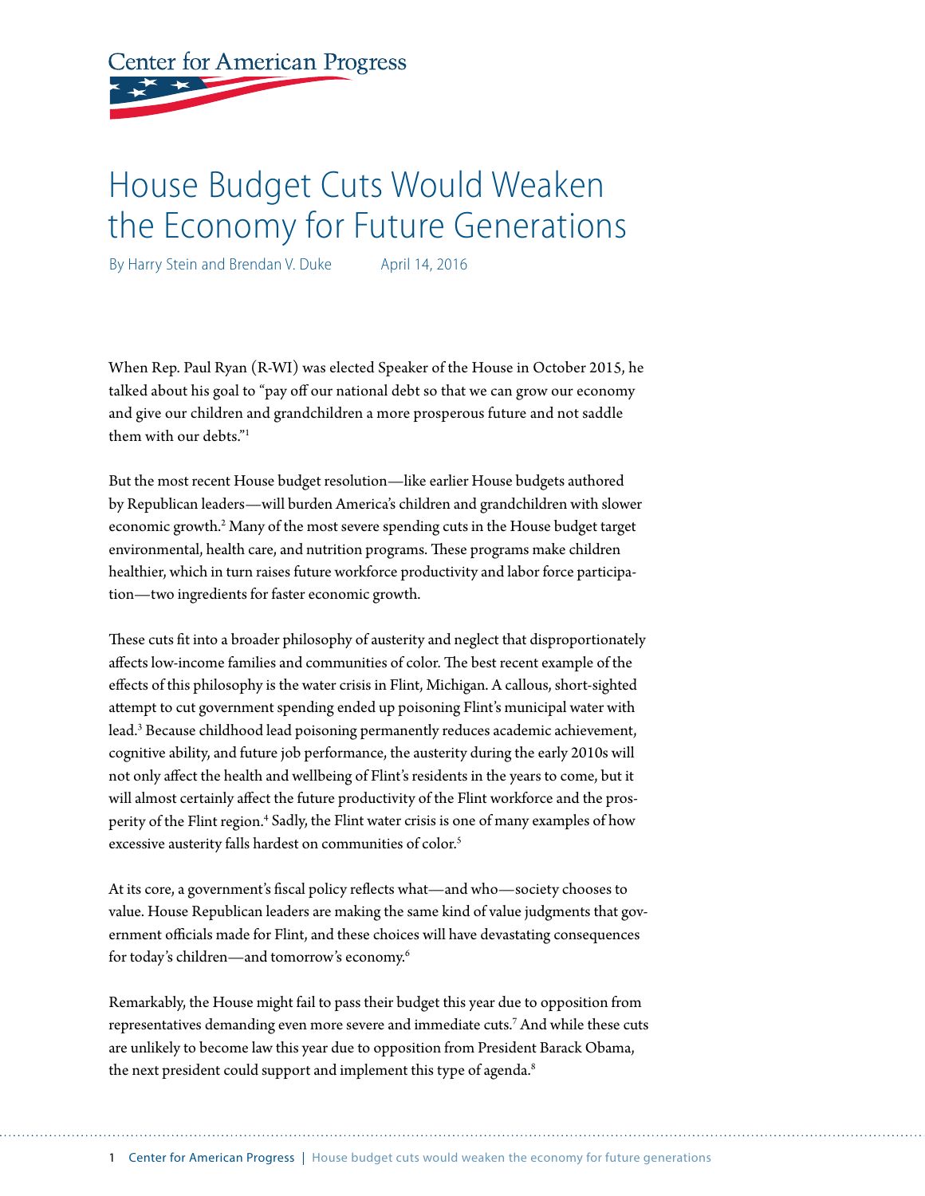Center for American Progress

# House Budget Cuts Would Weaken the Economy for Future Generations

By Harry Stein and Brendan V. Duke April 14, 2016

When Rep. Paul Ryan (R-WI) was elected Speaker of the House in October 2015, he talked about his goal to "pay off our national debt so that we can grow our economy and give our children and grandchildren a more prosperous future and not saddle them with our debts."[1]

But the most recent House budget resolution—like earlier House budgets authored by Republican leaders—will burden America's children and grandchildren with slower economic growth.[2] Many of the most severe spending cuts in the House budget target environmental, health care, and nutrition programs. These programs make children healthier, which in turn raises future workforce productivity and labor force participation—two ingredients for faster economic growth.

These cuts fit into a broader philosophy of austerity and neglect that disproportionately affects low-income families and communities of color. The best recent example of the effects of this philosophy is the water crisis in Flint, Michigan. A callous, short-sighted attempt to cut government spending ended up poisoning Flint's municipal water with lead.[3] Because childhood lead poisoning permanently reduces academic achievement, cognitive ability, and future job performance, the austerity during the early 2010s will not only affect the health and wellbeing of Flint's residents in the years to come, but it will almost certainly affect the future productivity of the Flint workforce and the prosperity of the Flint region.[4] Sadly, the Flint water crisis is one of many examples of how excessive austerity falls hardest on communities of color.[5]

At its core, a government's fiscal policy reflects what—and who—society chooses to value. House Republican leaders are making the same kind of value judgments that government officials made for Flint, and these choices will have devastating consequences for today's children—and tomorrow's economy.[6]

Remarkably, the House might fail to pass their budget this year due to opposition from representatives demanding even more severe and immediate cuts.[7] And while these cuts are unlikely to become law this year due to opposition from President Barack Obama, the next president could support and implement this type of agenda.[8]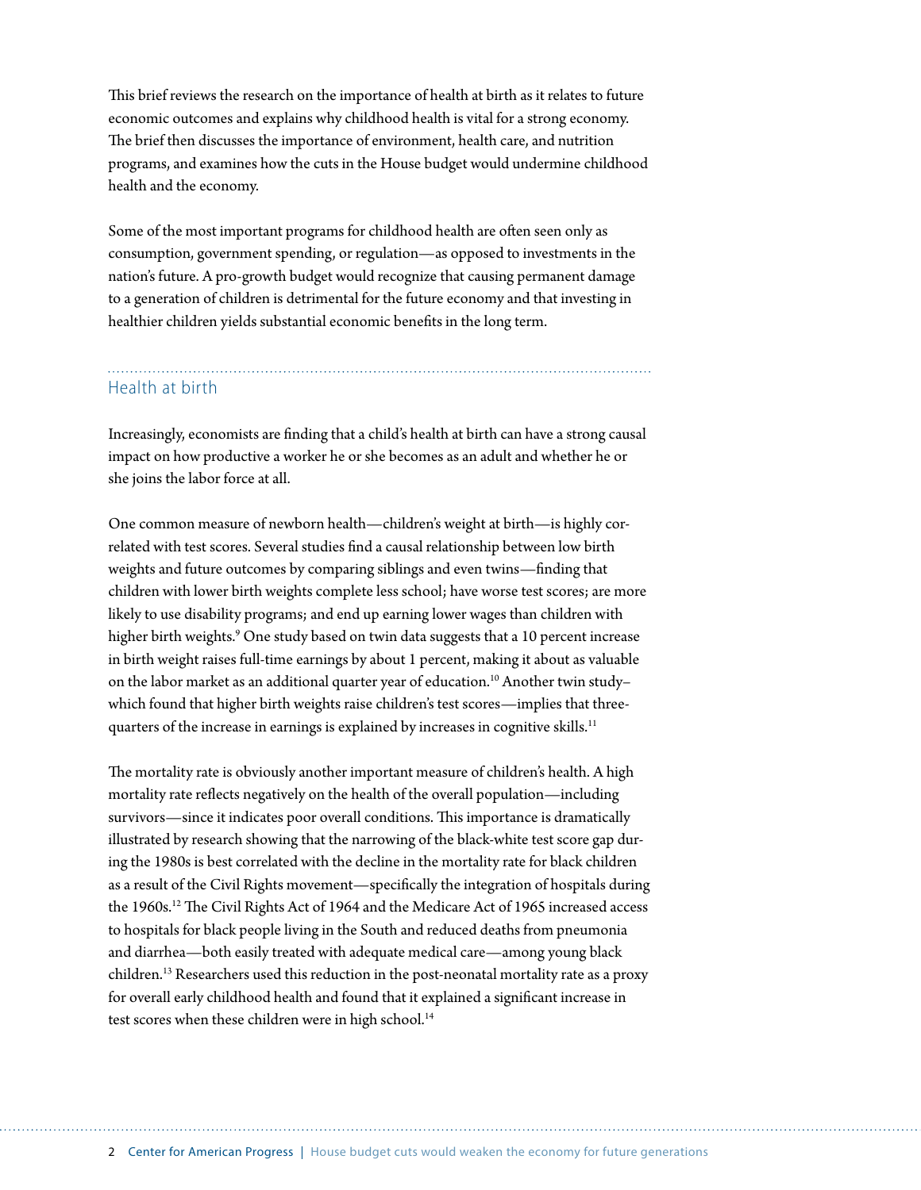This brief reviews the research on the importance of health at birth as it relates to future economic outcomes and explains why childhood health is vital for a strong economy. The brief then discusses the importance of environment, health care, and nutrition programs, and examines how the cuts in the House budget would undermine childhood health and the economy.

Some of the most important programs for childhood health are often seen only as consumption, government spending, or regulation—as opposed to investments in the nation's future. A pro-growth budget would recognize that causing permanent damage to a generation of children is detrimental for the future economy and that investing in healthier children yields substantial economic benefits in the long term.

## Health at birth

Increasingly, economists are finding that a child's health at birth can have a strong causal impact on how productive a worker he or she becomes as an adult and whether he or she joins the labor force at all.

One common measure of newborn health—children's weight at birth—is highly correlated with test scores. Several studies find a causal relationship between low birth weights and future outcomes by comparing siblings and even twins—finding that children with lower birth weights complete less school; have worse test scores; are more likely to use disability programs; and end up earning lower wages than children with higher birth weights.[9] One study based on twin data suggests that a 10 percent increase in birth weight raises full-time earnings by about 1 percent, making it about as valuable on the labor market as an additional quarter year of education.[10] Another twin study–which found that higher birth weights raise children's test scores—implies that three-quarters of the increase in earnings is explained by increases in cognitive skills.[11]

The mortality rate is obviously another important measure of children's health. A high mortality rate reflects negatively on the health of the overall population—including survivors—since it indicates poor overall conditions. This importance is dramatically illustrated by research showing that the narrowing of the black-white test score gap during the 1980s is best correlated with the decline in the mortality rate for black children as a result of the Civil Rights movement—specifically the integration of hospitals during the 1960s.[12] The Civil Rights Act of 1964 and the Medicare Act of 1965 increased access to hospitals for black people living in the South and reduced deaths from pneumonia and diarrhea—both easily treated with adequate medical care—among young black children.[13] Researchers used this reduction in the post-neonatal mortality rate as a proxy for overall early childhood health and found that it explained a significant increase in test scores when these children were in high school.[14]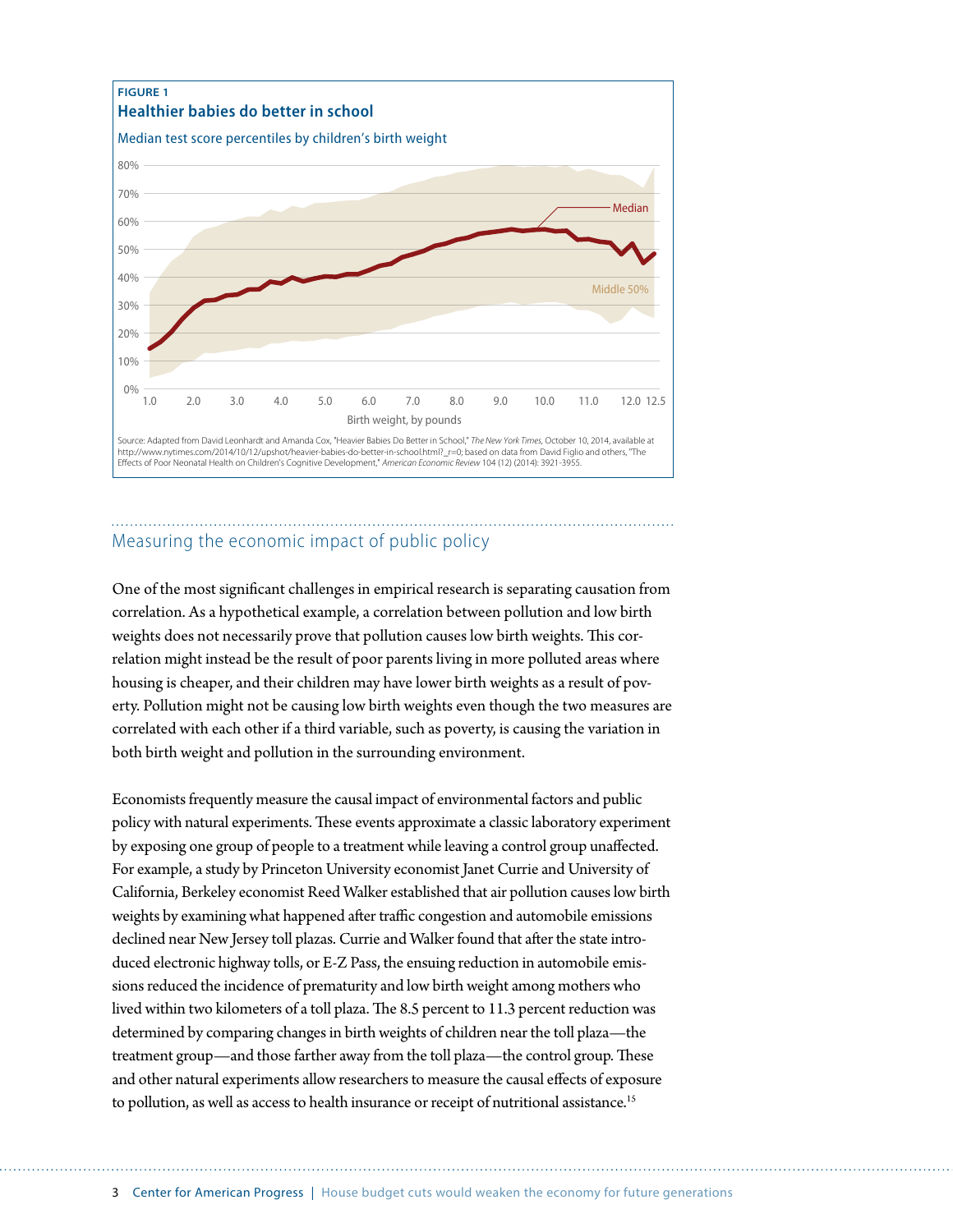**FIGURE 1**

**Healthier babies do better in school**

Median test score percentiles by children's birth weight

Source: Adapted from David Leonhardt and Amanda Cox, "Heavier Babies Do Better in School," *The New York Times*, October 10, 2014, available at http://www.nytimes.com/2014/10/12/upshot/heavier-babies-do-better-in-school.html?_r=0; based on data from David Figlio and others, "The Effects of Poor Neonatal Health on Children's Cognitive Development," *American Economic Review* 104 (12) (2014): 3921-3955.

## Measuring the economic impact of public policy

One of the most significant challenges in empirical research is separating causation from correlation. As a hypothetical example, a correlation between pollution and low birth weights does not necessarily prove that pollution causes low birth weights. This correlation might instead be the result of poor parents living in more polluted areas where housing is cheaper, and their children may have lower birth weights as a result of poverty. Pollution might not be causing low birth weights even though the two measures are correlated with each other if a third variable, such as poverty, is causing the variation in both birth weight and pollution in the surrounding environment.

Economists frequently measure the causal impact of environmental factors and public policy with natural experiments. These events approximate a classic laboratory experiment by exposing one group of people to a treatment while leaving a control group unaffected. For example, a study by Princeton University economist Janet Currie and University of California, Berkeley economist Reed Walker established that air pollution causes low birth weights by examining what happened after traffic congestion and automobile emissions declined near New Jersey toll plazas. Currie and Walker found that after the state introduced electronic highway tolls, or E-Z Pass, the ensuing reduction in automobile emissions reduced the incidence of prematurity and low birth weight among mothers who lived within two kilometers of a toll plaza. The 8.5 percent to 11.3 percent reduction was determined by comparing changes in birth weights of children near the toll plaza—the treatment group—and those farther away from the toll plaza—the control group. These and other natural experiments allow researchers to measure the causal effects of exposure to pollution, as well as access to health insurance or receipt of nutritional assistance.[15]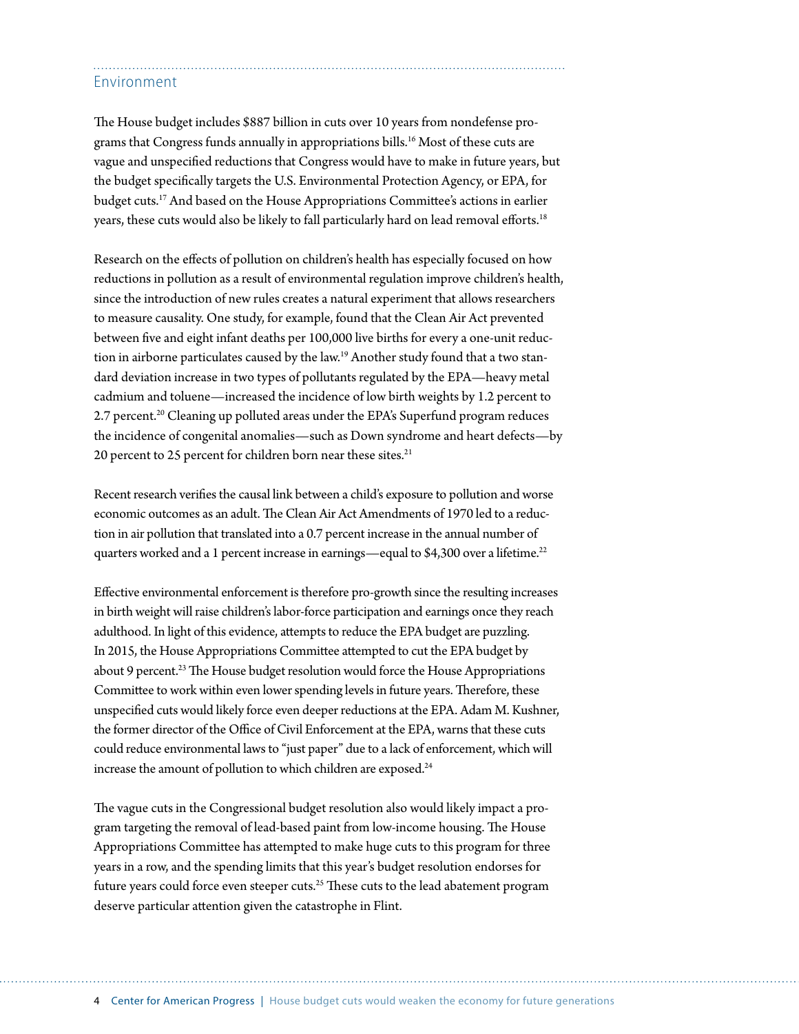## Environment

The House budget includes $887 billion in cuts over 10 years from nondefense programs that Congress funds annually in appropriations bills.[16] Most of these cuts are vague and unspecified reductions that Congress would have to make in future years, but the budget specifically targets the U.S. Environmental Protection Agency, or EPA, for budget cuts.[17] And based on the House Appropriations Committee's actions in earlier years, these cuts would also be likely to fall particularly hard on lead removal efforts.[18]

Research on the effects of pollution on children's health has especially focused on how reductions in pollution as a result of environmental regulation improve children's health, since the introduction of new rules creates a natural experiment that allows researchers to measure causality. One study, for example, found that the Clean Air Act prevented between five and eight infant deaths per 100,000 live births for every a one-unit reduction in airborne particulates caused by the law.[19] Another study found that a two standard deviation increase in two types of pollutants regulated by the EPA—heavy metal cadmium and toluene—increased the incidence of low birth weights by 1.2 percent to 2.7 percent.[20] Cleaning up polluted areas under the EPA's Superfund program reduces the incidence of congenital anomalies—such as Down syndrome and heart defects—by 20 percent to 25 percent for children born near these sites.[21]

Recent research verifies the causal link between a child's exposure to pollution and worse economic outcomes as an adult. The Clean Air Act Amendments of 1970 led to a reduction in air pollution that translated into a 0.7 percent increase in the annual number of quarters worked and a 1 percent increase in earnings—equal to $4,300 over a lifetime.[22]

Effective environmental enforcement is therefore pro-growth since the resulting increases in birth weight will raise children's labor-force participation and earnings once they reach adulthood. In light of this evidence, attempts to reduce the EPA budget are puzzling. In 2015, the House Appropriations Committee attempted to cut the EPA budget by about 9 percent.[23] The House budget resolution would force the House Appropriations Committee to work within even lower spending levels in future years. Therefore, these unspecified cuts would likely force even deeper reductions at the EPA. Adam M. Kushner, the former director of the Office of Civil Enforcement at the EPA, warns that these cuts could reduce environmental laws to "just paper" due to a lack of enforcement, which will increase the amount of pollution to which children are exposed.[24]

The vague cuts in the Congressional budget resolution also would likely impact a program targeting the removal of lead-based paint from low-income housing. The House Appropriations Committee has attempted to make huge cuts to this program for three years in a row, and the spending limits that this year's budget resolution endorses for future years could force even steeper cuts.[25] These cuts to the lead abatement program deserve particular attention given the catastrophe in Flint.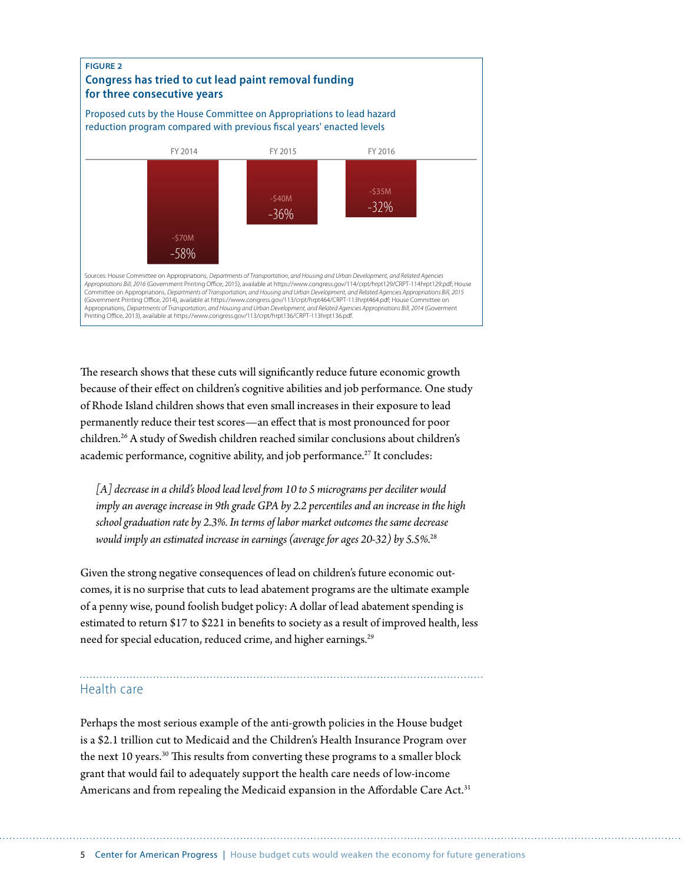**FIGURE 2**

**Congress has tried to cut lead paint removal funding for three consecutive years**

Proposed cuts by the House Committee on Appropriations to lead hazard reduction program compared with previous fiscal years' enacted levels

| FY 2014 | FY 2015 | FY 2016 |
|---|---|---|
| -$70M | -$40M | -$35M |
| -58% | -36% | -32% |

Sources: House Committee on Appropriations, *Departments of Transportation, and Housing and Urban Development, and Related Agencies Appropriations Bill, 2016* (Government Printing Office, 2015), available at https://www.congress.gov/114/crpt/hrpt129/CRPT-114hrpt129.pdf; House Committee on Appropriations, *Departments of Transportation, and Housing and Urban Development, and Related Agencies Appropriations Bill, 2015* (Government Printing Office, 2014), available at https://www.congress.gov/113/crpt/hrpt464/CRPT-113hrpt464.pdf; House Committee on Appropriations, *Departments of Transportation, and Housing and Urban Development, and Related Agencies Appropriations Bill, 2014* (Goverment Printing Office, 2013), available at https://www.congress.gov/113/crpt/hrpt136/CRPT-113hrpt136.pdf.

The research shows that these cuts will significantly reduce future economic growth because of their effect on children's cognitive abilities and job performance. One study of Rhode Island children shows that even small increases in their exposure to lead permanently reduce their test scores—an effect that is most pronounced for poor children.[26] A study of Swedish children reached similar conclusions about children's academic performance, cognitive ability, and job performance.[27] It concludes:

> *[A] decrease in a child's blood lead level from 10 to 5 micrograms per deciliter would imply an average increase in 9th grade GPA by 2.2 percentiles and an increase in the high school graduation rate by 2.3%. In terms of labor market outcomes the same decrease would imply an estimated increase in earnings (average for ages 20-32) by 5.5%.*[28]

Given the strong negative consequences of lead on children's future economic outcomes, it is no surprise that cuts to lead abatement programs are the ultimate example of a penny wise, pound foolish budget policy: A dollar of lead abatement spending is estimated to return $17 to $221 in benefits to society as a result of improved health, less need for special education, reduced crime, and higher earnings.[29]

## Health care

Perhaps the most serious example of the anti-growth policies in the House budget is a $2.1 trillion cut to Medicaid and the Children's Health Insurance Program over the next 10 years.[30] This results from converting these programs to a smaller block grant that would fail to adequately support the health care needs of low-income Americans and from repealing the Medicaid expansion in the Affordable Care Act.[31]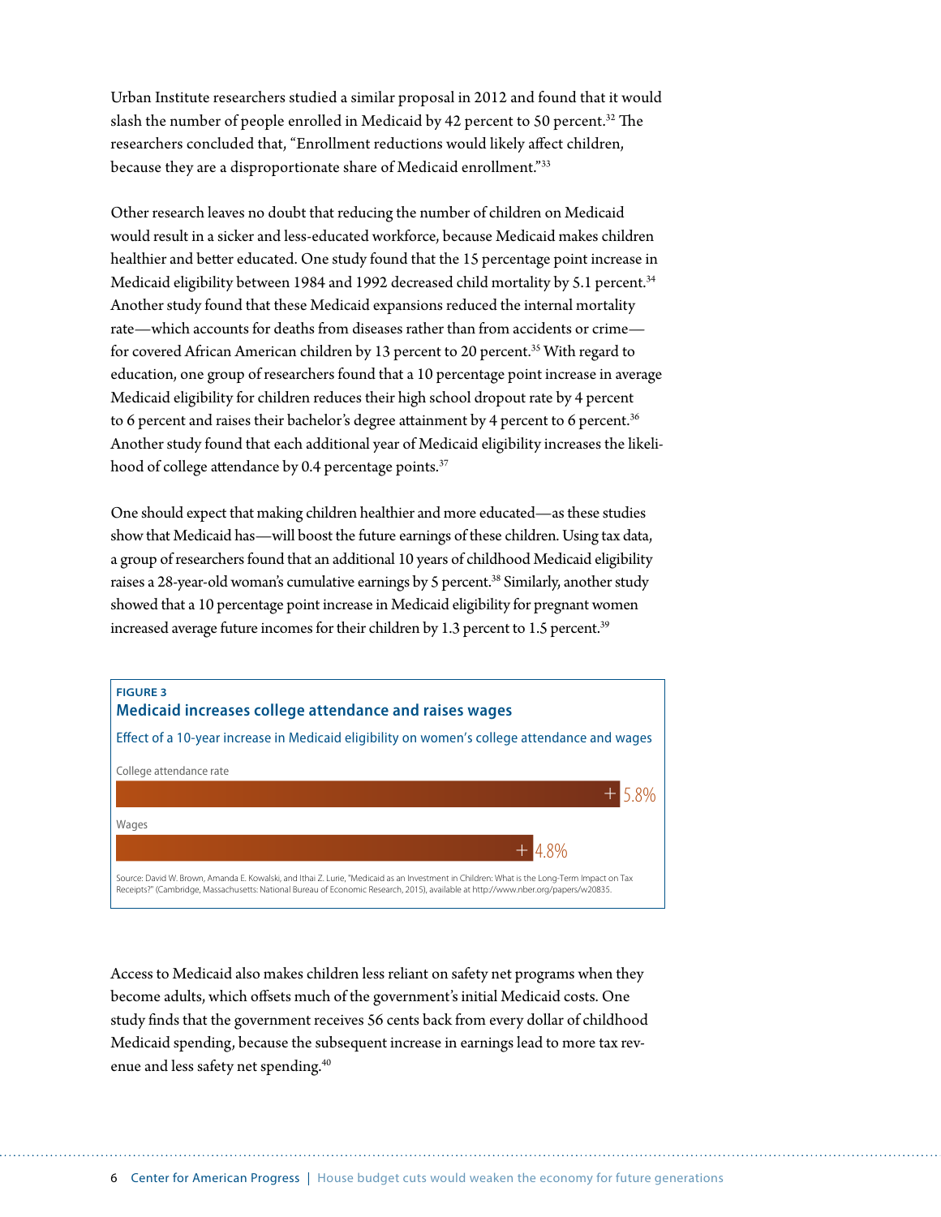Urban Institute researchers studied a similar proposal in 2012 and found that it would slash the number of people enrolled in Medicaid by 42 percent to 50 percent.[32] The researchers concluded that, "Enrollment reductions would likely affect children, because they are a disproportionate share of Medicaid enrollment."[33]

Other research leaves no doubt that reducing the number of children on Medicaid would result in a sicker and less-educated workforce, because Medicaid makes children healthier and better educated. One study found that the 15 percentage point increase in Medicaid eligibility between 1984 and 1992 decreased child mortality by 5.1 percent.[34] Another study found that these Medicaid expansions reduced the internal mortality rate—which accounts for deaths from diseases rather than from accidents or crime—for covered African American children by 13 percent to 20 percent.[35] With regard to education, one group of researchers found that a 10 percentage point increase in average Medicaid eligibility for children reduces their high school dropout rate by 4 percent to 6 percent and raises their bachelor's degree attainment by 4 percent to 6 percent.[36] Another study found that each additional year of Medicaid eligibility increases the likelihood of college attendance by 0.4 percentage points.[37]

One should expect that making children healthier and more educated—as these studies show that Medicaid has—will boost the future earnings of these children. Using tax data, a group of researchers found that an additional 10 years of childhood Medicaid eligibility raises a 28-year-old woman's cumulative earnings by 5 percent.[38] Similarly, another study showed that a 10 percentage point increase in Medicaid eligibility for pregnant women increased average future incomes for their children by 1.3 percent to 1.5 percent.[39]

**FIGURE 3**

**Medicaid increases college attendance and raises wages**

Effect of a 10-year increase in Medicaid eligibility on women's college attendance and wages

| | Effect |
|---|---|
| College attendance rate | +5.8% |
| Wages | +4.8% |

Source: David W. Brown, Amanda E. Kowalski, and Ithai Z. Lurie, "Medicaid as an Investment in Children: What is the Long-Term Impact on Tax Receipts?" (Cambridge, Massachusetts: National Bureau of Economic Research, 2015), available at http://www.nber.org/papers/w20835.

Access to Medicaid also makes children less reliant on safety net programs when they become adults, which offsets much of the government's initial Medicaid costs. One study finds that the government receives 56 cents back from every dollar of childhood Medicaid spending, because the subsequent increase in earnings lead to more tax revenue and less safety net spending.[40]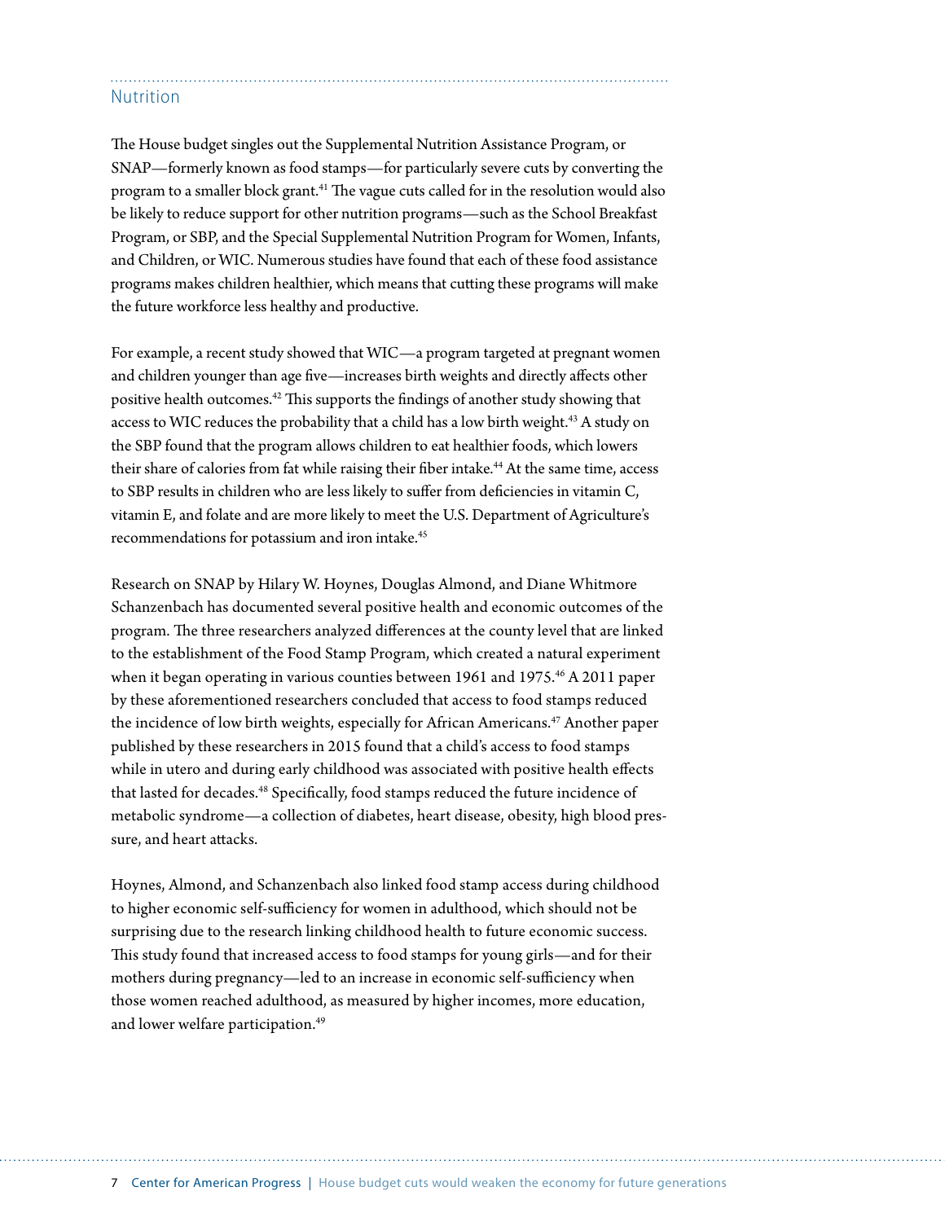## Nutrition

The House budget singles out the Supplemental Nutrition Assistance Program, or SNAP—formerly known as food stamps—for particularly severe cuts by converting the program to a smaller block grant.[41] The vague cuts called for in the resolution would also be likely to reduce support for other nutrition programs—such as the School Breakfast Program, or SBP, and the Special Supplemental Nutrition Program for Women, Infants, and Children, or WIC. Numerous studies have found that each of these food assistance programs makes children healthier, which means that cutting these programs will make the future workforce less healthy and productive.

For example, a recent study showed that WIC—a program targeted at pregnant women and children younger than age five—increases birth weights and directly affects other positive health outcomes.[42] This supports the findings of another study showing that access to WIC reduces the probability that a child has a low birth weight.[43] A study on the SBP found that the program allows children to eat healthier foods, which lowers their share of calories from fat while raising their fiber intake.[44] At the same time, access to SBP results in children who are less likely to suffer from deficiencies in vitamin C, vitamin E, and folate and are more likely to meet the U.S. Department of Agriculture's recommendations for potassium and iron intake.[45]

Research on SNAP by Hilary W. Hoynes, Douglas Almond, and Diane Whitmore Schanzenbach has documented several positive health and economic outcomes of the program. The three researchers analyzed differences at the county level that are linked to the establishment of the Food Stamp Program, which created a natural experiment when it began operating in various counties between 1961 and 1975.[46] A 2011 paper by these aforementioned researchers concluded that access to food stamps reduced the incidence of low birth weights, especially for African Americans.[47] Another paper published by these researchers in 2015 found that a child's access to food stamps while in utero and during early childhood was associated with positive health effects that lasted for decades.[48] Specifically, food stamps reduced the future incidence of metabolic syndrome—a collection of diabetes, heart disease, obesity, high blood pressure, and heart attacks.

Hoynes, Almond, and Schanzenbach also linked food stamp access during childhood to higher economic self-sufficiency for women in adulthood, which should not be surprising due to the research linking childhood health to future economic success. This study found that increased access to food stamps for young girls—and for their mothers during pregnancy—led to an increase in economic self-sufficiency when those women reached adulthood, as measured by higher incomes, more education, and lower welfare participation.[49]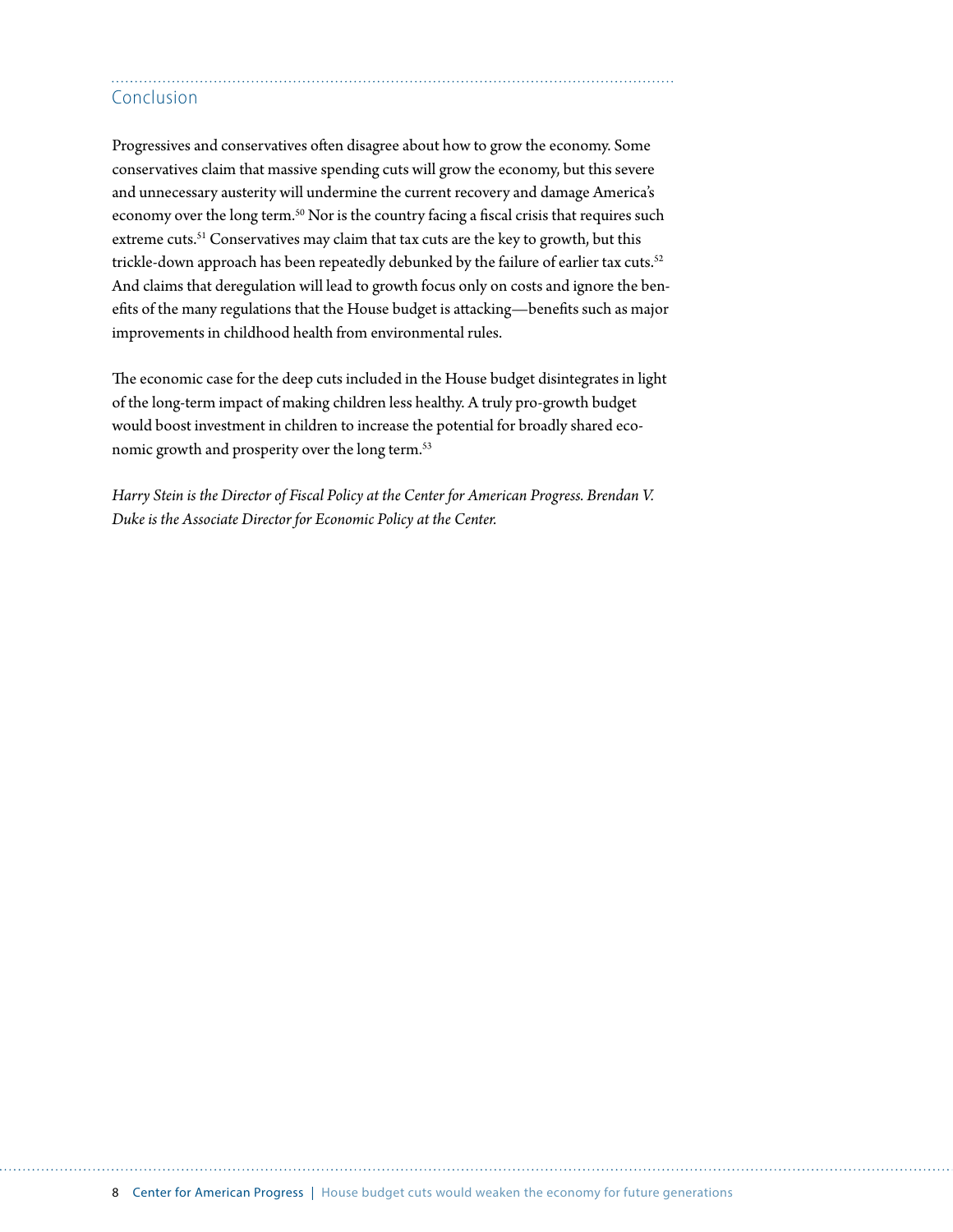## Conclusion

Progressives and conservatives often disagree about how to grow the economy. Some conservatives claim that massive spending cuts will grow the economy, but this severe and unnecessary austerity will undermine the current recovery and damage America's economy over the long term.[50] Nor is the country facing a fiscal crisis that requires such extreme cuts.[51] Conservatives may claim that tax cuts are the key to growth, but this trickle-down approach has been repeatedly debunked by the failure of earlier tax cuts.[52] And claims that deregulation will lead to growth focus only on costs and ignore the benefits of the many regulations that the House budget is attacking—benefits such as major improvements in childhood health from environmental rules.

The economic case for the deep cuts included in the House budget disintegrates in light of the long-term impact of making children less healthy. A truly pro-growth budget would boost investment in children to increase the potential for broadly shared economic growth and prosperity over the long term.[53]

*Harry Stein is the Director of Fiscal Policy at the Center for American Progress. Brendan V. Duke is the Associate Director for Economic Policy at the Center.*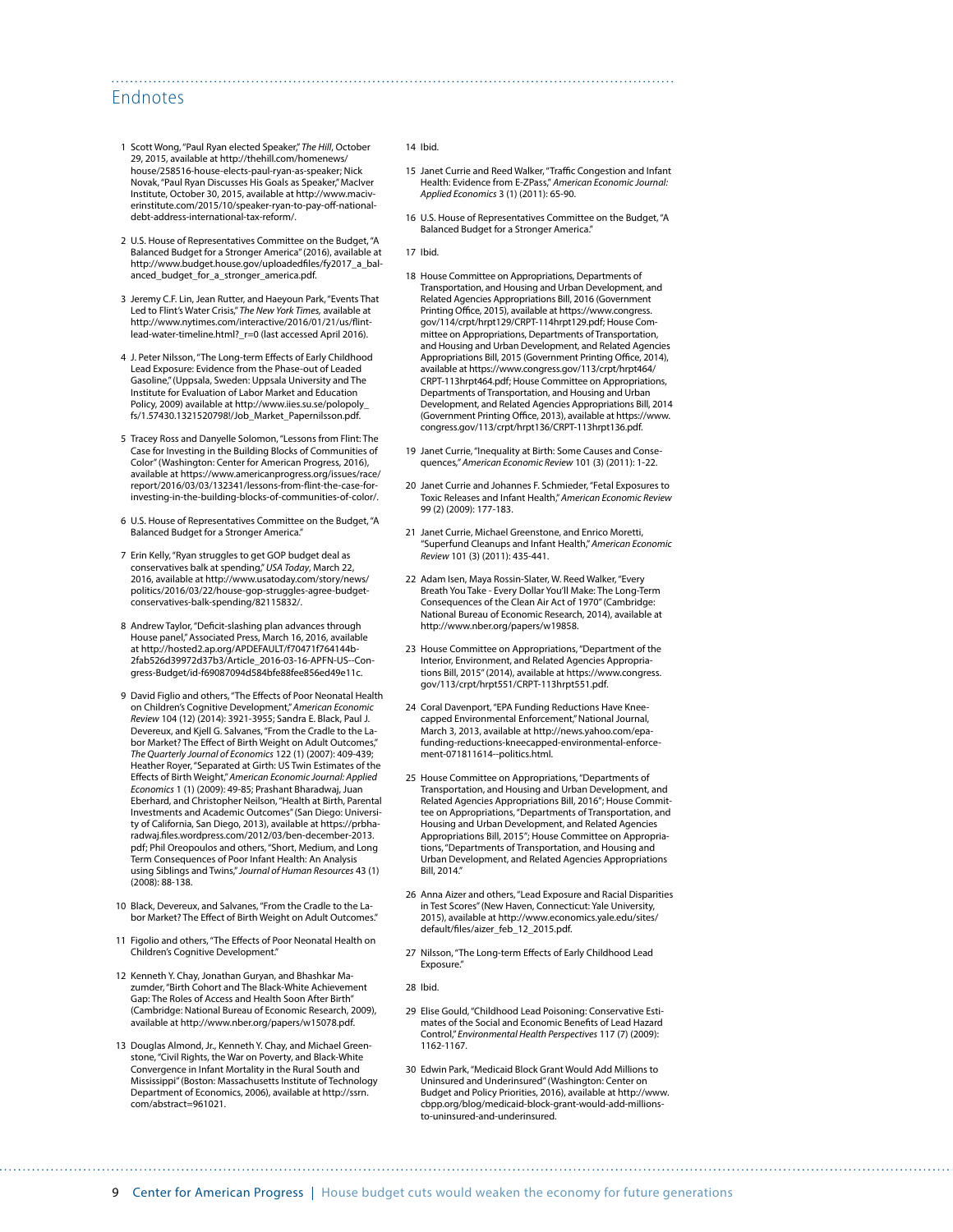## Endnotes

1 Scott Wong, "Paul Ryan elected Speaker," *The Hill*, October 29, 2015, available at http://thehill.com/homenews/house/258516-house-elects-paul-ryan-as-speaker; Nick Novak, "Paul Ryan Discusses His Goals as Speaker," MacIver Institute, October 30, 2015, available at http://www.maciverinstitute.com/2015/10/speaker-ryan-to-pay-off-national-debt-address-international-tax-reform/.

2 U.S. House of Representatives Committee on the Budget, "A Balanced Budget for a Stronger America" (2016), available at http://www.budget.house.gov/uploadedfiles/fy2017_a_balanced_budget_for_a_stronger_america.pdf.

3 Jeremy C.F. Lin, Jean Rutter, and Haeyoun Park, "Events That Led to Flint's Water Crisis," *The New York Times*, available at http://www.nytimes.com/interactive/2016/01/21/us/flint-lead-water-timeline.html?_r=0 (last accessed April 2016).

4 J. Peter Nilsson, "The Long-term Effects of Early Childhood Lead Exposure: Evidence from the Phase-out of Leaded Gasoline," (Uppsala, Sweden: Uppsala University and The Institute for Evaluation of Labor Market and Education Policy, 2009) available at http://www.iies.su.se/polopoly_fs/1.57430.1321520798!/Job_Market_Papernilsson.pdf.

5 Tracey Ross and Danyelle Solomon, "Lessons from Flint: The Case for Investing in the Building Blocks of Communities of Color" (Washington: Center for American Progress, 2016), available at https://www.americanprogress.org/issues/race/report/2016/03/03/132341/lessons-from-flint-the-case-for-investing-in-the-building-blocks-of-communities-of-color/.

6 U.S. House of Representatives Committee on the Budget, "A Balanced Budget for a Stronger America."

7 Erin Kelly, "Ryan struggles to get GOP budget deal as conservatives balk at spending," *USA Today*, March 22, 2016, available at http://www.usatoday.com/story/news/politics/2016/03/22/house-gop-struggles-agree-budget-conservatives-balk-spending/82115832/.

8 Andrew Taylor, "Deficit-slashing plan advances through House panel," Associated Press, March 16, 2016, available at http://hosted2.ap.org/APDEFAULT/f70471f764144b2fab526d39972d37b3/Article_2016-03-16-APFN-US--Congress-Budget/id-f69087094d584bfe88fee856ed49e11c.

9 David Figlio and others, "The Effects of Poor Neonatal Health on Children's Cognitive Development," *American Economic Review* 104 (12) (2014): 3921-3955; Sandra E. Black, Paul J. Devereux, and Kjell G. Salvanes, "From the Cradle to the Labor Market? The Effect of Birth Weight on Adult Outcomes," *The Quarterly Journal of Economics* 122 (1) (2007): 409-439; Heather Royer, "Separated at Girth: US Twin Estimates of the Effects of Birth Weight," *American Economic Journal: Applied Economics* 1 (1) (2009): 49-85; Prashant Bharadwaj, Juan Eberhard, and Christopher Neilson, "Health at Birth, Parental Investments and Academic Outcomes" (San Diego: University of California, San Diego, 2013), available at https://prbharadwaj.files.wordpress.com/2012/03/ben-december-2013.pdf; Phil Oreopoulos and others, "Short, Medium, and Long Term Consequences of Poor Infant Health: An Analysis using Siblings and Twins," *Journal of Human Resources* 43 (1) (2008): 88-138.

10 Black, Devereux, and Salvanes, "From the Cradle to the Labor Market? The Effect of Birth Weight on Adult Outcomes."

11 Figolio and others, "The Effects of Poor Neonatal Health on Children's Cognitive Development."

12 Kenneth Y. Chay, Jonathan Guryan, and Bhashkar Mazumder, "Birth Cohort and The Black-White Achievement Gap: The Roles of Access and Health Soon After Birth" (Cambridge: National Bureau of Economic Research, 2009), available at http://www.nber.org/papers/w15078.pdf.

13 Douglas Almond, Jr., Kenneth Y. Chay, and Michael Greenstone, "Civil Rights, the War on Poverty, and Black-White Convergence in Infant Mortality in the Rural South and Mississippi" (Boston: Massachusetts Institute of Technology Department of Economics, 2006), available at http://ssrn.com/abstract=961021.

14 Ibid.

15 Janet Currie and Reed Walker, "Traffic Congestion and Infant Health: Evidence from E-ZPass," *American Economic Journal: Applied Economics* 3 (1) (2011): 65-90.

16 U.S. House of Representatives Committee on the Budget, "A Balanced Budget for a Stronger America."

17 Ibid.

18 House Committee on Appropriations, Departments of Transportation, and Housing and Urban Development, and Related Agencies Appropriations Bill, 2016 (Government Printing Office, 2015), available at https://www.congress.gov/114/crpt/hrpt129/CRPT-114hrpt129.pdf; House Committee on Appropriations, Departments of Transportation, and Housing and Urban Development, and Related Agencies Appropriations Bill, 2015 (Government Printing Office, 2014), available at https://www.congress.gov/113/crpt/hrpt464/CRPT-113hrpt464.pdf; House Committee on Appropriations, Departments of Transportation, and Housing and Urban Development, and Related Agencies Appropriations Bill, 2014 (Government Printing Office, 2013), available at https://www.congress.gov/113/crpt/hrpt136/CRPT-113hrpt136.pdf.

19 Janet Currie, "Inequality at Birth: Some Causes and Consequences," *American Economic Review* 101 (3) (2011): 1-22.

20 Janet Currie and Johannes F. Schmieder, "Fetal Exposures to Toxic Releases and Infant Health," *American Economic Review* 99 (2) (2009): 177-183.

21 Janet Currie, Michael Greenstone, and Enrico Moretti, "Superfund Cleanups and Infant Health," *American Economic Review* 101 (3) (2011): 435-441.

22 Adam Isen, Maya Rossin-Slater, W. Reed Walker, "Every Breath You Take - Every Dollar You'll Make: The Long-Term Consequences of the Clean Air Act of 1970" (Cambridge: National Bureau of Economic Research, 2014), available at http://www.nber.org/papers/w19858.

23 House Committee on Appropriations, "Department of the Interior, Environment, and Related Agencies Appropriations Bill, 2015" (2014), available at https://www.congress.gov/113/crpt/hrpt551/CRPT-113hrpt551.pdf.

24 Coral Davenport, "EPA Funding Reductions Have Knee-capped Environmental Enforcement," National Journal, March 3, 2013, available at http://news.yahoo.com/epa-funding-reductions-kneecapped-environmental-enforcement-071811614--politics.html.

25 House Committee on Appropriations, "Departments of Transportation, and Housing and Urban Development, and Related Agencies Appropriations Bill, 2016"; House Committee on Appropriations, "Departments of Transportation, and Housing and Urban Development, and Related Agencies Appropriations Bill, 2015"; House Committee on Appropriations, "Departments of Transportation, and Housing and Urban Development, and Related Agencies Appropriations Bill, 2014."

26 Anna Aizer and others, "Lead Exposure and Racial Disparities in Test Scores" (New Haven, Connecticut: Yale University, 2015), available at http://www.economics.yale.edu/sites/default/files/aizer_feb_12_2015.pdf.

27 Nilsson, "The Long-term Effects of Early Childhood Lead Exposure."

28 Ibid.

29 Elise Gould, "Childhood Lead Poisoning: Conservative Estimates of the Social and Economic Benefits of Lead Hazard Control," *Environmental Health Perspectives* 117 (7) (2009): 1162-1167.

30 Edwin Park, "Medicaid Block Grant Would Add Millions to Uninsured and Underinsured" (Washington: Center on Budget and Policy Priorities, 2016), available at http://www.cbpp.org/blog/medicaid-block-grant-would-add-millions-to-uninsured-and-underinsured.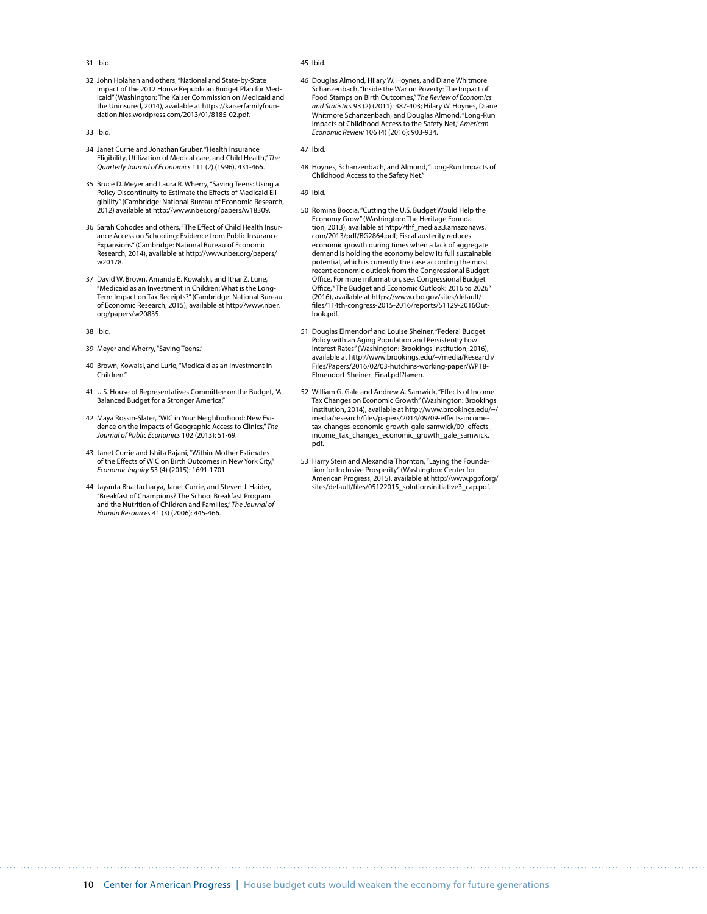31 Ibid.

32 John Holahan and others, "National and State-by-State Impact of the 2012 House Republican Budget Plan for Medicaid" (Washington: The Kaiser Commission on Medicaid and the Uninsured, 2014), available at https://kaiserfamilyfoundation.files.wordpress.com/2013/01/8185-02.pdf.

33 Ibid.

34 Janet Currie and Jonathan Gruber, "Health Insurance Eligibility, Utilization of Medical care, and Child Health," *The Quarterly Journal of Economics* 111 (2) (1996), 431-466.

35 Bruce D. Meyer and Laura R. Wherry, "Saving Teens: Using a Policy Discontinuity to Estimate the Effects of Medicaid Eligibility" (Cambridge: National Bureau of Economic Research, 2012) available at http://www.nber.org/papers/w18309.

36 Sarah Cohodes and others, "The Effect of Child Health Insurance Access on Schooling: Evidence from Public Insurance Expansions" (Cambridge: National Bureau of Economic Research, 2014), available at http://www.nber.org/papers/w20178.

37 David W. Brown, Amanda E. Kowalski, and Ithai Z. Lurie, "Medicaid as an Investment in Children: What is the Long-Term Impact on Tax Receipts?" (Cambridge: National Bureau of Economic Research, 2015), available at http://www.nber.org/papers/w20835.

38 Ibid.

39 Meyer and Wherry, "Saving Teens."

40 Brown, Kowalsi, and Lurie, "Medicaid as an Investment in Children."

41 U.S. House of Representatives Committee on the Budget, "A Balanced Budget for a Stronger America."

42 Maya Rossin-Slater, "WIC in Your Neighborhood: New Evidence on the Impacts of Geographic Access to Clinics," *The Journal of Public Economics* 102 (2013): 51-69.

43 Janet Currie and Ishita Rajani, "Within-Mother Estimates of the Effects of WIC on Birth Outcomes in New York City," *Economic Inquiry* 53 (4) (2015): 1691-1701.

44 Jayanta Bhattacharya, Janet Currie, and Steven J. Haider, "Breakfast of Champions? The School Breakfast Program and the Nutrition of Children and Families," *The Journal of Human Resources* 41 (3) (2006): 445-466.

45 Ibid.

46 Douglas Almond, Hilary W. Hoynes, and Diane Whitmore Schanzenbach, "Inside the War on Poverty: The Impact of Food Stamps on Birth Outcomes," *The Review of Economics and Statistics* 93 (2) (2011): 387-403; Hilary W. Hoynes, Diane Whitmore Schanzenbach, and Douglas Almond, "Long-Run Impacts of Childhood Access to the Safety Net," *American Economic Review* 106 (4) (2016): 903-934.

47 Ibid.

48 Hoynes, Schanzenbach, and Almond, "Long-Run Impacts of Childhood Access to the Safety Net."

49 Ibid.

50 Romina Boccia, "Cutting the U.S. Budget Would Help the Economy Grow" (Washington: The Heritage Foundation, 2013), available at http://thf_media.s3.amazonaws.com/2013/pdf/BG2864.pdf; Fiscal austerity reduces economic growth during times when a lack of aggregate demand is holding the economy below its full sustainable potential, which is currently the case according the most recent economic outlook from the Congressional Budget Office. For more information, see, Congressional Budget Office, "The Budget and Economic Outlook: 2016 to 2026" (2016), available at https://www.cbo.gov/sites/default/files/114th-congress-2015-2016/reports/51129-2016Outlook.pdf.

51 Douglas Elmendorf and Louise Sheiner, "Federal Budget Policy with an Aging Population and Persistently Low Interest Rates" (Washington: Brookings Institution, 2016), available at http://www.brookings.edu/~/media/Research/Files/Papers/2016/02/03-hutchins-working-paper/WP18-Elmendorf-Sheiner_Final.pdf?la=en.

52 William G. Gale and Andrew A. Samwick, "Effects of Income Tax Changes on Economic Growth" (Washington: Brookings Institution, 2014), available at http://www.brookings.edu/~/media/research/files/papers/2014/09/09-effects-income-tax-changes-economic-growth-gale-samwick/09_effects_income_tax_changes_economic_growth_gale_samwick.pdf.

53 Harry Stein and Alexandra Thornton, "Laying the Foundation for Inclusive Prosperity" (Washington: Center for American Progress, 2015), available at http://www.pgpf.org/sites/default/files/05122015_solutionsinitiative3_cap.pdf.